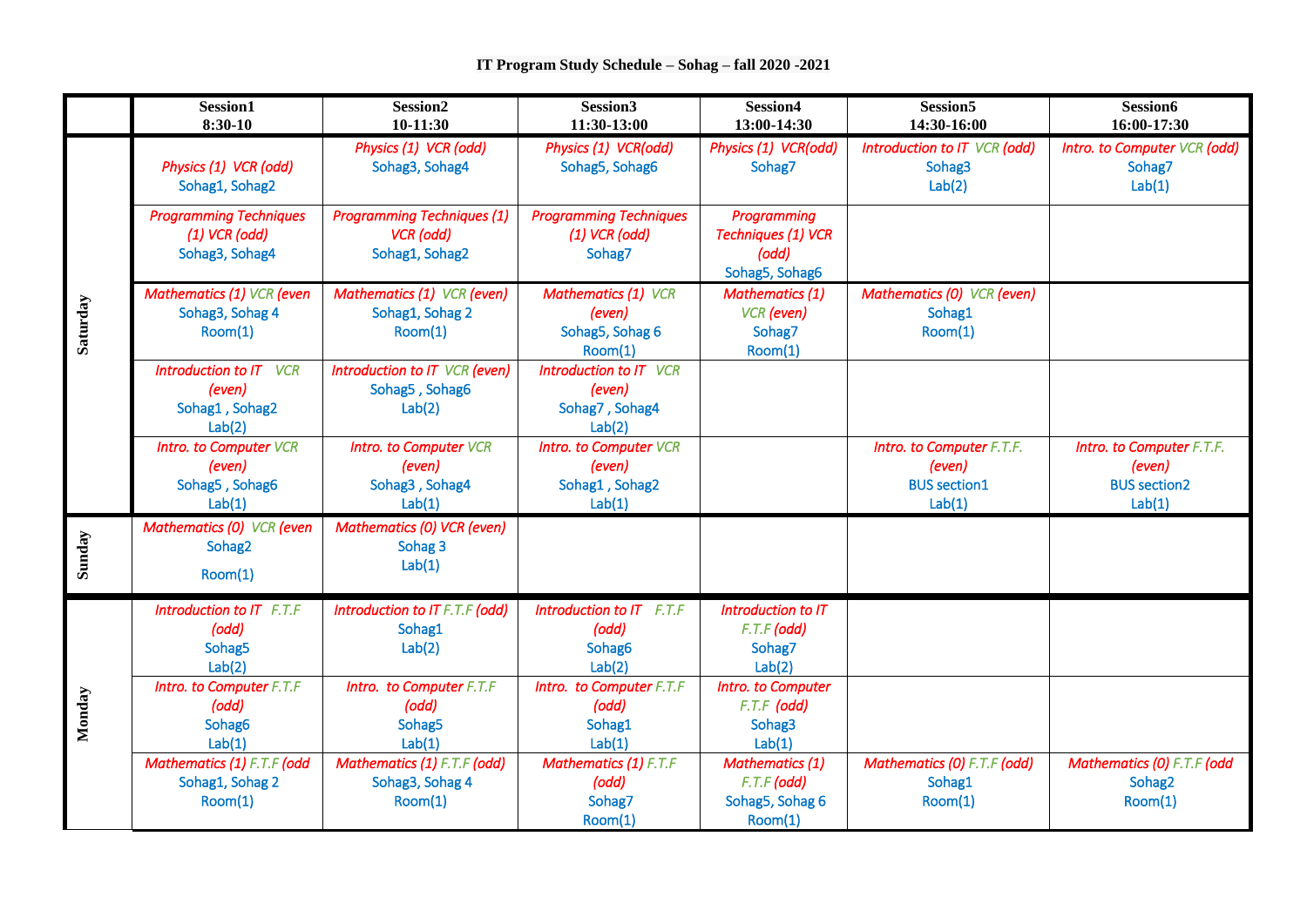**IT Program Study Schedule – Sohag – fall 2020 -2021**

| | Session1<br>8:30-10 | Session2<br>10-11:30 | Session3<br>11:30-13:00 | Session4<br>13:00-14:30 | Session5<br>14:30-16:00 | Session6<br>16:00-17:30 |
|---|---|---|---|---|---|---|
| **Saturday** | *Physics (1) VCR (odd)*<br>Sohag1, Sohag2 | *Physics (1) VCR (odd)*<br>Sohag3, Sohag4 | *Physics (1) VCR(odd)*<br>Sohag5, Sohag6 | *Physics (1) VCR(odd)*<br>Sohag7 | *Introduction to IT VCR (odd)*<br>Sohag3<br>Lab(2) | *Intro. to Computer VCR (odd)*<br>Sohag7<br>Lab(1) |
| | *Programming Techniques (1) VCR (odd)*<br>Sohag3, Sohag4 | *Programming Techniques (1) VCR (odd)*<br>Sohag1, Sohag2 | *Programming Techniques (1) VCR (odd)*<br>Sohag7 | *Programming Techniques (1) VCR (odd)*<br>Sohag5, Sohag6 | | |
| | *Mathematics (1) VCR (even*<br>Sohag3, Sohag 4<br>Room(1) | *Mathematics (1) VCR (even)*<br>Sohag1, Sohag 2<br>Room(1) | *Mathematics (1) VCR (even)*<br>Sohag5, Sohag 6<br>Room(1) | *Mathematics (1) VCR (even)*<br>Sohag7<br>Room(1) | *Mathematics (0) VCR (even)*<br>Sohag1<br>Room(1) | |
| | *Introduction to IT VCR (even)*<br>Sohag1 , Sohag2<br>Lab(2) | *Introduction to IT VCR (even)*<br>Sohag5 , Sohag6<br>Lab(2) | *Introduction to IT VCR (even)*<br>Sohag7 , Sohag4<br>Lab(2) | | | |
| | *Intro. to Computer VCR (even)*<br>Sohag5 , Sohag6<br>Lab(1) | *Intro. to Computer VCR (even)*<br>Sohag3 , Sohag4<br>Lab(1) | *Intro. to Computer VCR (even)*<br>Sohag1 , Sohag2<br>Lab(1) | | *Intro. to Computer F.T.F. (even)*<br>BUS section1<br>Lab(1) | *Intro. to Computer F.T.F. (even)*<br>BUS section2<br>Lab(1) |
| **Sunday** | *Mathematics (0) VCR (even*<br>Sohag2<br>Room(1) | *Mathematics (0) VCR (even)*<br>Sohag 3<br>Lab(1) | | | | |
| **Monday** | *Introduction to IT F.T.F (odd)*<br>Sohag5<br>Lab(2) | *Introduction to IT F.T.F (odd)*<br>Sohag1<br>Lab(2) | *Introduction to IT F.T.F (odd)*<br>Sohag6<br>Lab(2) | *Introduction to IT F.T.F (odd)*<br>Sohag7<br>Lab(2) | | |
| | *Intro. to Computer F.T.F (odd)*<br>Sohag6<br>Lab(1) | *Intro. to Computer F.T.F (odd)*<br>Sohag5<br>Lab(1) | *Intro. to Computer F.T.F (odd)*<br>Sohag1<br>Lab(1) | *Intro. to Computer F.T.F (odd)*<br>Sohag3<br>Lab(1) | | |
| | *Mathematics (1) F.T.F (odd*<br>Sohag1, Sohag 2<br>Room(1) | *Mathematics (1) F.T.F (odd)*<br>Sohag3, Sohag 4<br>Room(1) | *Mathematics (1) F.T.F (odd)*<br>Sohag7<br>Room(1) | *Mathematics (1) F.T.F (odd)*<br>Sohag5, Sohag 6<br>Room(1) | *Mathematics (0) F.T.F (odd)*<br>Sohag1<br>Room(1) | *Mathematics (0) F.T.F (odd*<br>Sohag2<br>Room(1) |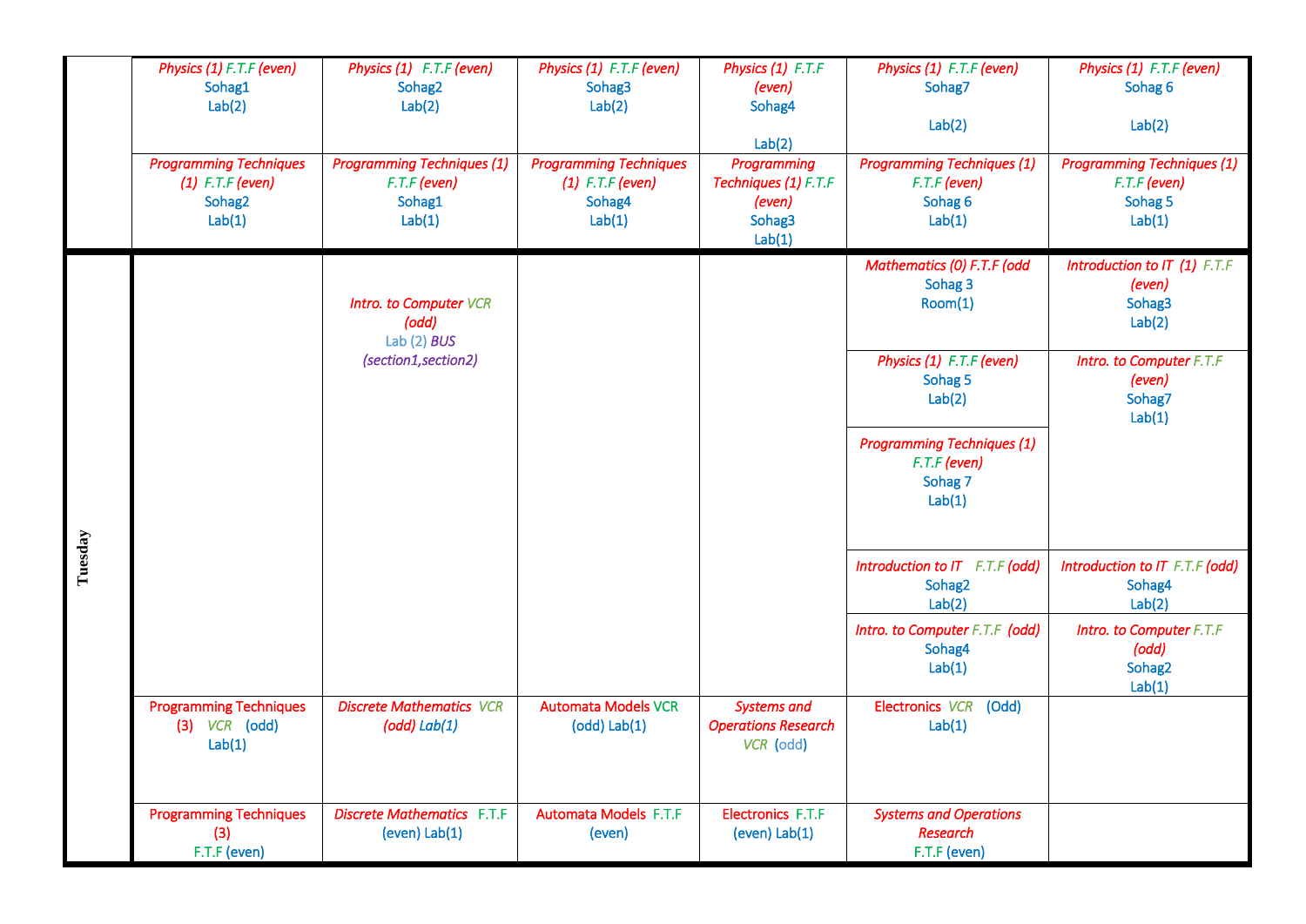| | | | | | | |
|---|---|---|---|---|---|---|
| | *Physics (1) F.T.F (even)* Sohag1 Lab(2) | *Physics (1) F.T.F (even)* Sohag2 Lab(2) | *Physics (1) F.T.F (even)* Sohag3 Lab(2) | *Physics (1) F.T.F (even)* Sohag4 Lab(2) | *Physics (1) F.T.F (even)* Sohag7 Lab(2) | *Physics (1) F.T.F (even)* Sohag 6 Lab(2) |
| | *Programming Techniques (1) F.T.F (even)* Sohag2 Lab(1) | *Programming Techniques (1) F.T.F (even)* Sohag1 Lab(1) | *Programming Techniques (1) F.T.F (even)* Sohag4 Lab(1) | *Programming Techniques (1) F.T.F (even)* Sohag3 Lab(1) | *Programming Techniques (1) F.T.F (even)* Sohag 6 Lab(1) | *Programming Techniques (1) F.T.F (even)* Sohag 5 Lab(1) |
| **Tuesday** | | *Intro. to Computer VCR (odd)* Lab (2) *BUS (section1,section2)* | | | *Mathematics (0) F.T.F (odd* Sohag 3 Room(1) | *Introduction to IT (1) F.T.F (even)* Sohag3 Lab(2) |
| | | | | | *Physics (1) F.T.F (even)* Sohag 5 Lab(2) | *Intro. to Computer F.T.F (even)* Sohag7 Lab(1) |
| | | | | | *Programming Techniques (1) F.T.F (even)* Sohag 7 Lab(1) | |
| | | | | | *Introduction to IT F.T.F (odd)* Sohag2 Lab(2) | *Introduction to IT F.T.F (odd)* Sohag4 Lab(2) |
| | | | | | *Intro. to Computer F.T.F (odd)* Sohag4 Lab(1) | *Intro. to Computer F.T.F (odd)* Sohag2 Lab(1) |
| | Programming Techniques (3) *VCR* (odd) Lab(1) | *Discrete Mathematics VCR (odd) Lab(1)* | Automata Models VCR (odd) Lab(1) | *Systems and Operations Research VCR* (odd) | Electronics *VCR* (Odd) Lab(1) | |
| | Programming Techniques (3) F.T.F (even) | *Discrete Mathematics* F.T.F (even) Lab(1) | Automata Models F.T.F (even) | Electronics F.T.F (even) Lab(1) | *Systems and Operations Research* F.T.F (even) | |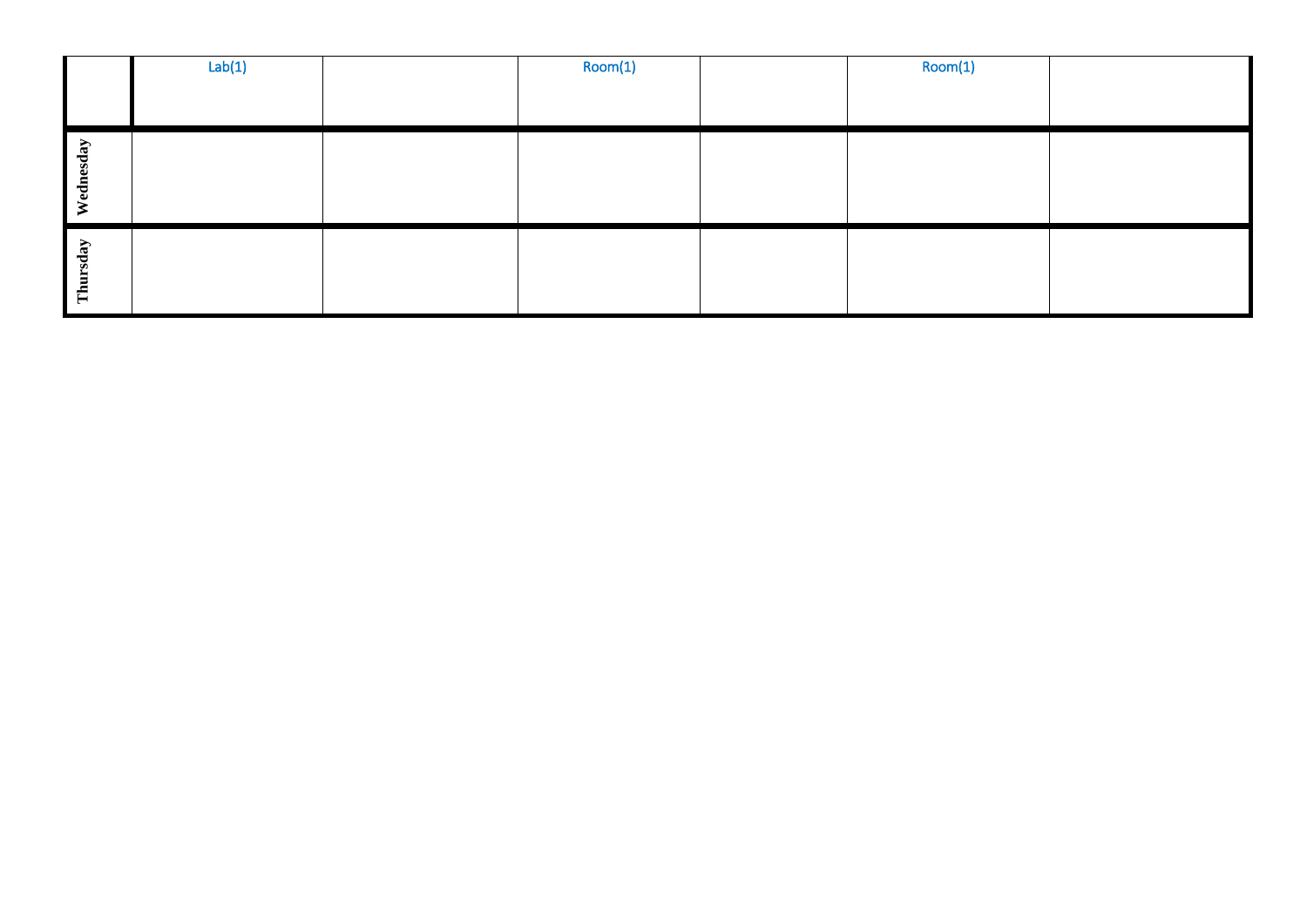| | Lab(1) | | Room(1) | | Room(1) | |
|---|---|---|---|---|---|---|
| **Wednesday** | | | | | | |
| **Thursday** | | | | | | |